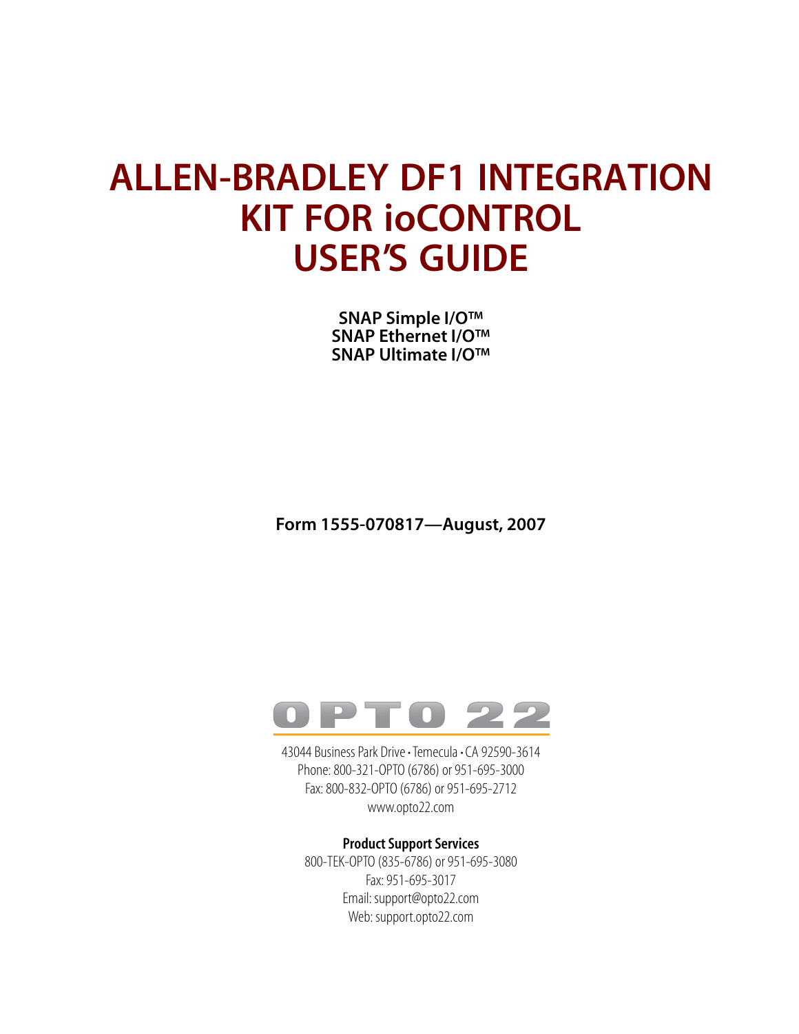# ALLEN-BRADLEY DF1 INTEGRATION KIT FOR ioCONTROL USER'S GUIDE

**SNAP Simple I/O™**
**SNAP Ethernet I/O™**
**SNAP Ultimate I/O™**

**Form 1555-070817—August, 2007**

OPTO 22

43044 Business Park Drive • Temecula • CA 92590-3614
Phone: 800-321-OPTO (6786) or 951-695-3000
Fax: 800-832-OPTO (6786) or 951-695-2712
www.opto22.com

**Product Support Services**

800-TEK-OPTO (835-6786) or 951-695-3080
Fax: 951-695-3017
Email: support@opto22.com
Web: support.opto22.com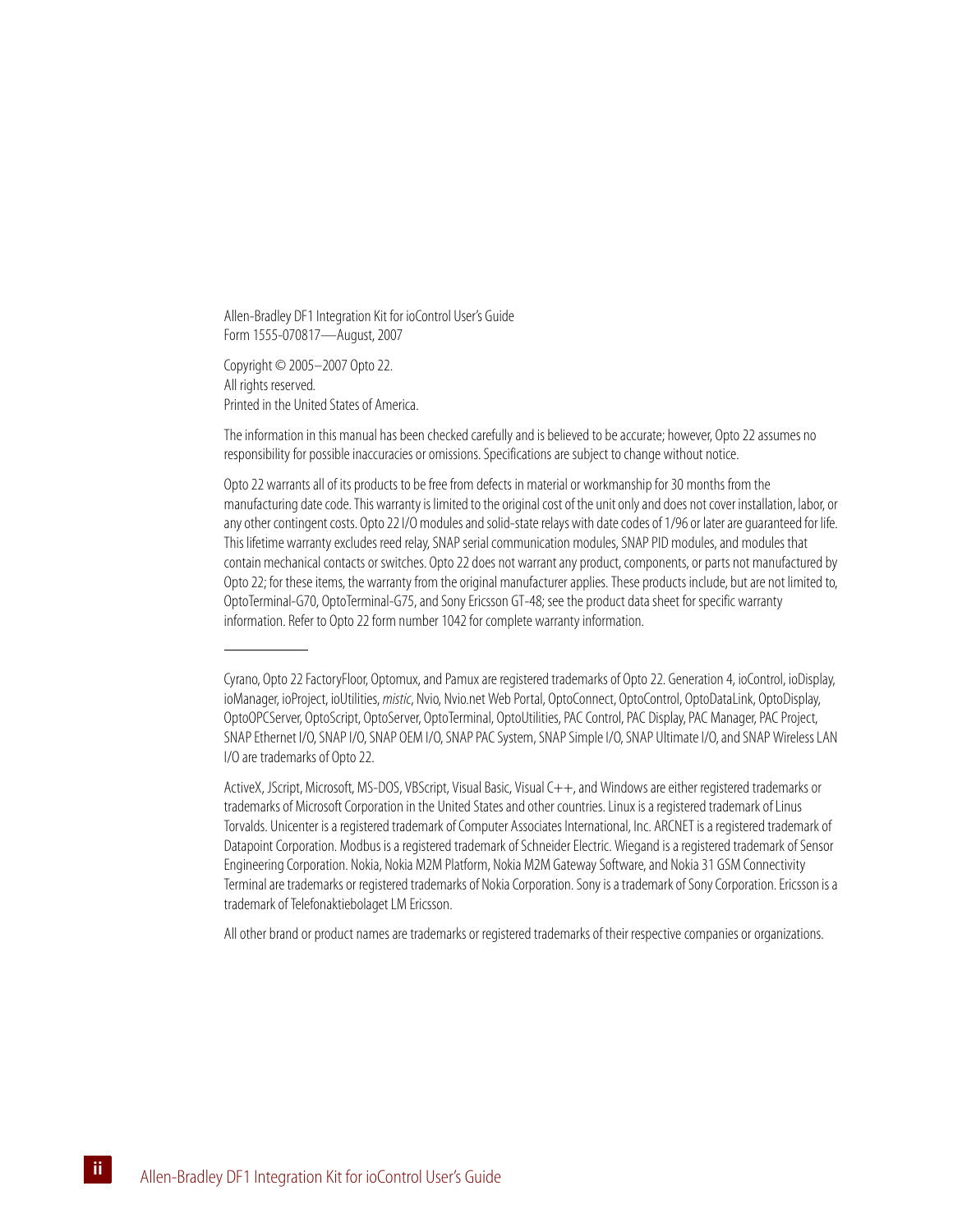Allen-Bradley DF1 Integration Kit for ioControl User's Guide
Form 1555-070817—August, 2007

Copyright © 2005–2007 Opto 22.
All rights reserved.
Printed in the United States of America.

The information in this manual has been checked carefully and is believed to be accurate; however, Opto 22 assumes no responsibility for possible inaccuracies or omissions. Specifications are subject to change without notice.

Opto 22 warrants all of its products to be free from defects in material or workmanship for 30 months from the manufacturing date code. This warranty is limited to the original cost of the unit only and does not cover installation, labor, or any other contingent costs. Opto 22 I/O modules and solid-state relays with date codes of 1/96 or later are guaranteed for life. This lifetime warranty excludes reed relay, SNAP serial communication modules, SNAP PID modules, and modules that contain mechanical contacts or switches. Opto 22 does not warrant any product, components, or parts not manufactured by Opto 22; for these items, the warranty from the original manufacturer applies. These products include, but are not limited to, OptoTerminal-G70, OptoTerminal-G75, and Sony Ericsson GT-48; see the product data sheet for specific warranty information. Refer to Opto 22 form number 1042 for complete warranty information.

---

Cyrano, Opto 22 FactoryFloor, Optomux, and Pamux are registered trademarks of Opto 22. Generation 4, ioControl, ioDisplay, ioManager, ioProject, ioUtilities, *mistic*, Nvio, Nvio.net Web Portal, OptoConnect, OptoControl, OptoDataLink, OptoDisplay, OptoOPCServer, OptoScript, OptoServer, OptoTerminal, OptoUtilities, PAC Control, PAC Display, PAC Manager, PAC Project, SNAP Ethernet I/O, SNAP I/O, SNAP OEM I/O, SNAP PAC System, SNAP Simple I/O, SNAP Ultimate I/O, and SNAP Wireless LAN I/O are trademarks of Opto 22.

ActiveX, JScript, Microsoft, MS-DOS, VBScript, Visual Basic, Visual C++, and Windows are either registered trademarks or trademarks of Microsoft Corporation in the United States and other countries. Linux is a registered trademark of Linus Torvalds. Unicenter is a registered trademark of Computer Associates International, Inc. ARCNET is a registered trademark of Datapoint Corporation. Modbus is a registered trademark of Schneider Electric. Wiegand is a registered trademark of Sensor Engineering Corporation. Nokia, Nokia M2M Platform, Nokia M2M Gateway Software, and Nokia 31 GSM Connectivity Terminal are trademarks or registered trademarks of Nokia Corporation. Sony is a trademark of Sony Corporation. Ericsson is a trademark of Telefonaktiebolaget LM Ericsson.

All other brand or product names are trademarks or registered trademarks of their respective companies or organizations.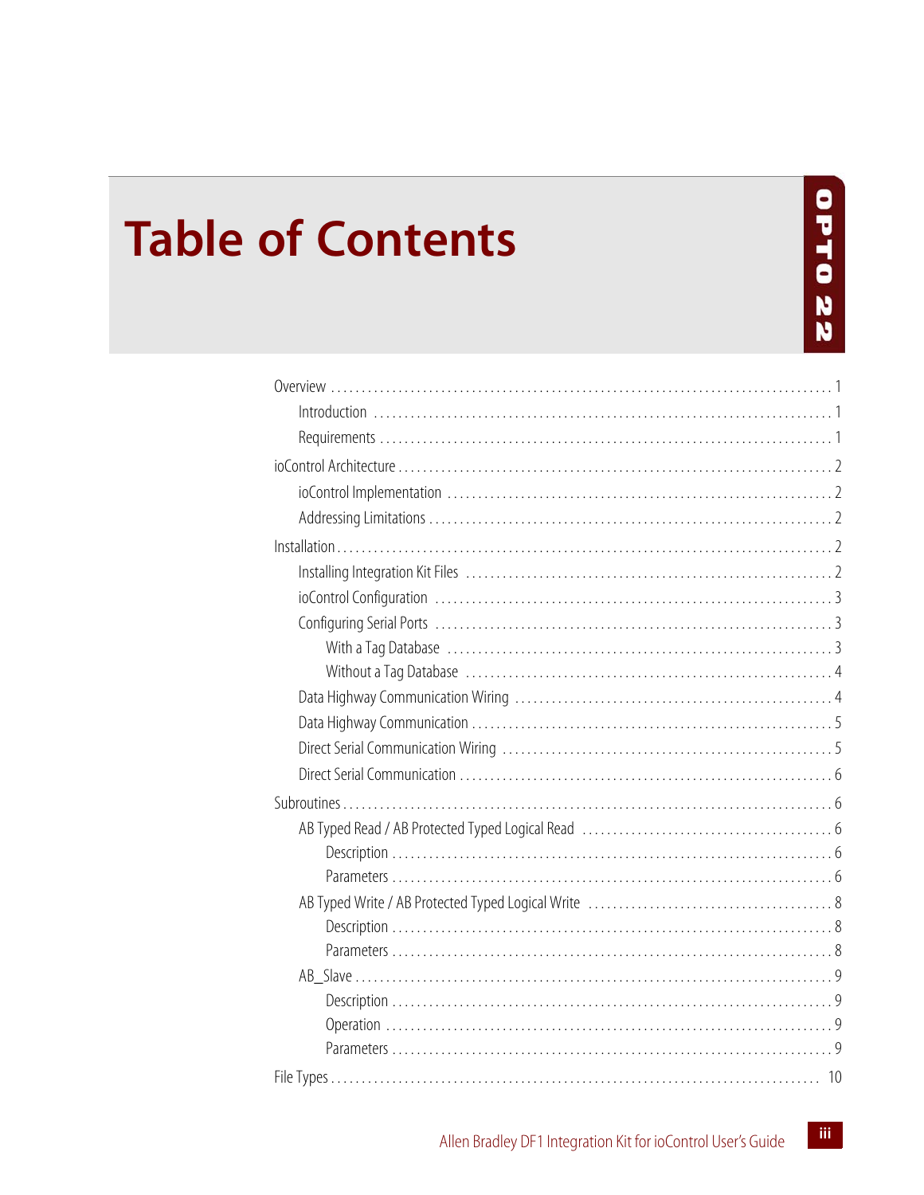# Table of Contents

Overview . . . . . . . . . . . . . . . . . . . . . . . . . . . . . . . . . . . . . . . . . . . . . . . . . . . . . . . . . . . . . . . . . . . . . . 1

- Introduction . . . . . . . . . . . . . . . . . . . . . . . . . . . . . . . . . . . . . . . . . . . . . . . . . . . . . . . . . . . . . . . . . 1
- Requirements . . . . . . . . . . . . . . . . . . . . . . . . . . . . . . . . . . . . . . . . . . . . . . . . . . . . . . . . . . . . . . . . 1

ioControl Architecture . . . . . . . . . . . . . . . . . . . . . . . . . . . . . . . . . . . . . . . . . . . . . . . . . . . . . . . . . . . . 2

- ioControl Implementation . . . . . . . . . . . . . . . . . . . . . . . . . . . . . . . . . . . . . . . . . . . . . . . . . . . . . . . 2
- Addressing Limitations . . . . . . . . . . . . . . . . . . . . . . . . . . . . . . . . . . . . . . . . . . . . . . . . . . . . . . . . . 2

Installation . . . . . . . . . . . . . . . . . . . . . . . . . . . . . . . . . . . . . . . . . . . . . . . . . . . . . . . . . . . . . . . . . . . . . 2

- Installing Integration Kit Files . . . . . . . . . . . . . . . . . . . . . . . . . . . . . . . . . . . . . . . . . . . . . . . . . . . . 2
- ioControl Configuration . . . . . . . . . . . . . . . . . . . . . . . . . . . . . . . . . . . . . . . . . . . . . . . . . . . . . . . . 3
- Configuring Serial Ports . . . . . . . . . . . . . . . . . . . . . . . . . . . . . . . . . . . . . . . . . . . . . . . . . . . . . . . . 3
  - With a Tag Database . . . . . . . . . . . . . . . . . . . . . . . . . . . . . . . . . . . . . . . . . . . . . . . . . . . . . . . . 3
  - Without a Tag Database . . . . . . . . . . . . . . . . . . . . . . . . . . . . . . . . . . . . . . . . . . . . . . . . . . . . . 4
- Data Highway Communication Wiring . . . . . . . . . . . . . . . . . . . . . . . . . . . . . . . . . . . . . . . . . . . . . 4
- Data Highway Communication . . . . . . . . . . . . . . . . . . . . . . . . . . . . . . . . . . . . . . . . . . . . . . . . . . . 5
- Direct Serial Communication Wiring . . . . . . . . . . . . . . . . . . . . . . . . . . . . . . . . . . . . . . . . . . . . . . . 5
- Direct Serial Communication . . . . . . . . . . . . . . . . . . . . . . . . . . . . . . . . . . . . . . . . . . . . . . . . . . . . 6

Subroutines . . . . . . . . . . . . . . . . . . . . . . . . . . . . . . . . . . . . . . . . . . . . . . . . . . . . . . . . . . . . . . . . . . . . 6

- AB Typed Read / AB Protected Typed Logical Read . . . . . . . . . . . . . . . . . . . . . . . . . . . . . . . . . . 6
  - Description . . . . . . . . . . . . . . . . . . . . . . . . . . . . . . . . . . . . . . . . . . . . . . . . . . . . . . . . . . . . . . . 6
  - Parameters . . . . . . . . . . . . . . . . . . . . . . . . . . . . . . . . . . . . . . . . . . . . . . . . . . . . . . . . . . . . . . . 6
- AB Typed Write / AB Protected Typed Logical Write . . . . . . . . . . . . . . . . . . . . . . . . . . . . . . . . . . 8
  - Description . . . . . . . . . . . . . . . . . . . . . . . . . . . . . . . . . . . . . . . . . . . . . . . . . . . . . . . . . . . . . . . 8
  - Parameters . . . . . . . . . . . . . . . . . . . . . . . . . . . . . . . . . . . . . . . . . . . . . . . . . . . . . . . . . . . . . . . 8
- AB_Slave . . . . . . . . . . . . . . . . . . . . . . . . . . . . . . . . . . . . . . . . . . . . . . . . . . . . . . . . . . . . . . . . . . . 9
  - Description . . . . . . . . . . . . . . . . . . . . . . . . . . . . . . . . . . . . . . . . . . . . . . . . . . . . . . . . . . . . . . . 9
  - Operation . . . . . . . . . . . . . . . . . . . . . . . . . . . . . . . . . . . . . . . . . . . . . . . . . . . . . . . . . . . . . . . . 9
  - Parameters . . . . . . . . . . . . . . . . . . . . . . . . . . . . . . . . . . . . . . . . . . . . . . . . . . . . . . . . . . . . . . . 9

File Types . . . . . . . . . . . . . . . . . . . . . . . . . . . . . . . . . . . . . . . . . . . . . . . . . . . . . . . . . . . . . . . . . . . . 10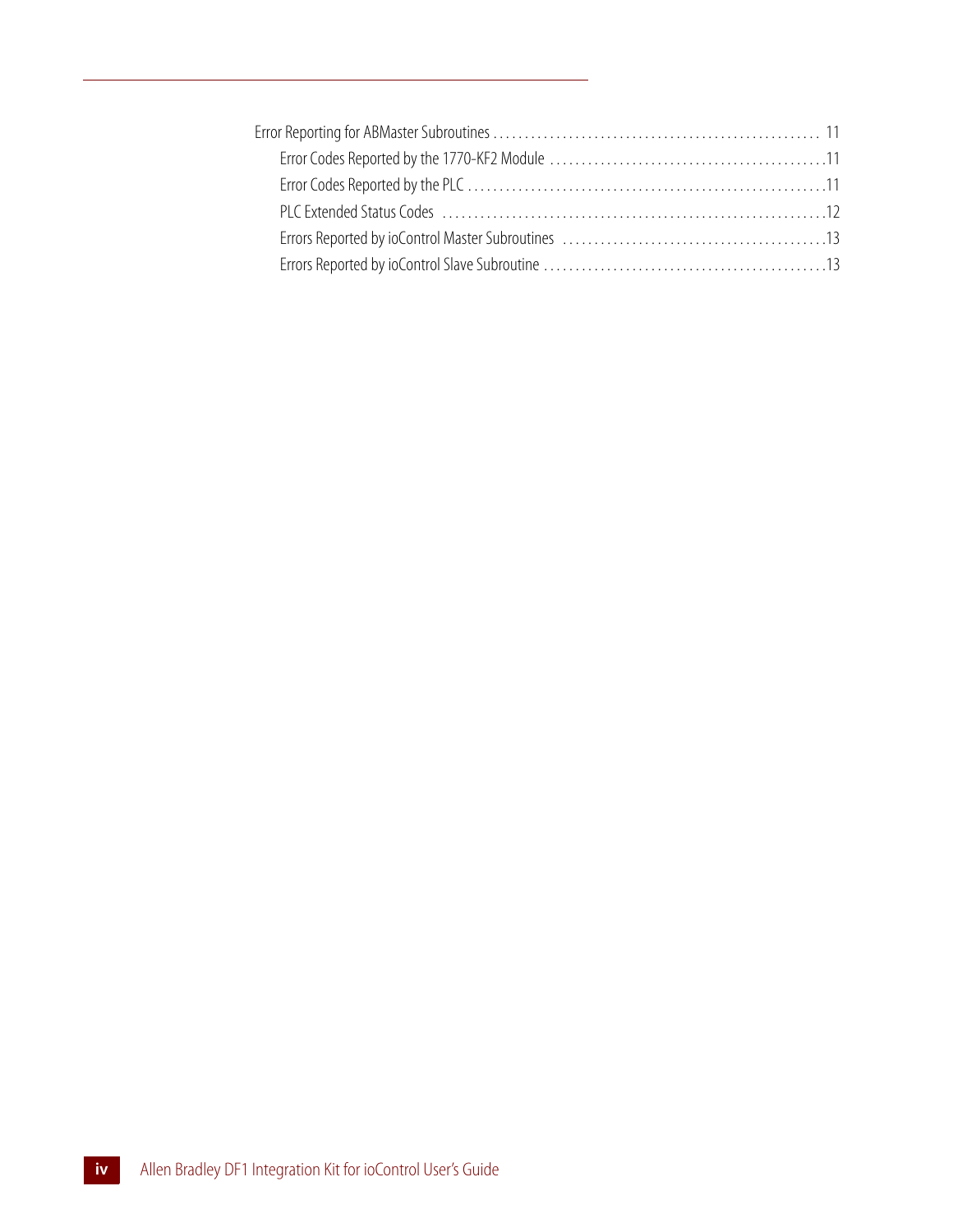Error Reporting for ABMaster Subroutines .................................................... 11

- Error Codes Reported by the 1770-KF2 Module ............................................11
- Error Codes Reported by the PLC .........................................................11
- PLC Extended Status Codes .............................................................12
- Errors Reported by ioControl Master Subroutines ..........................................13
- Errors Reported by ioControl Slave Subroutine .............................................13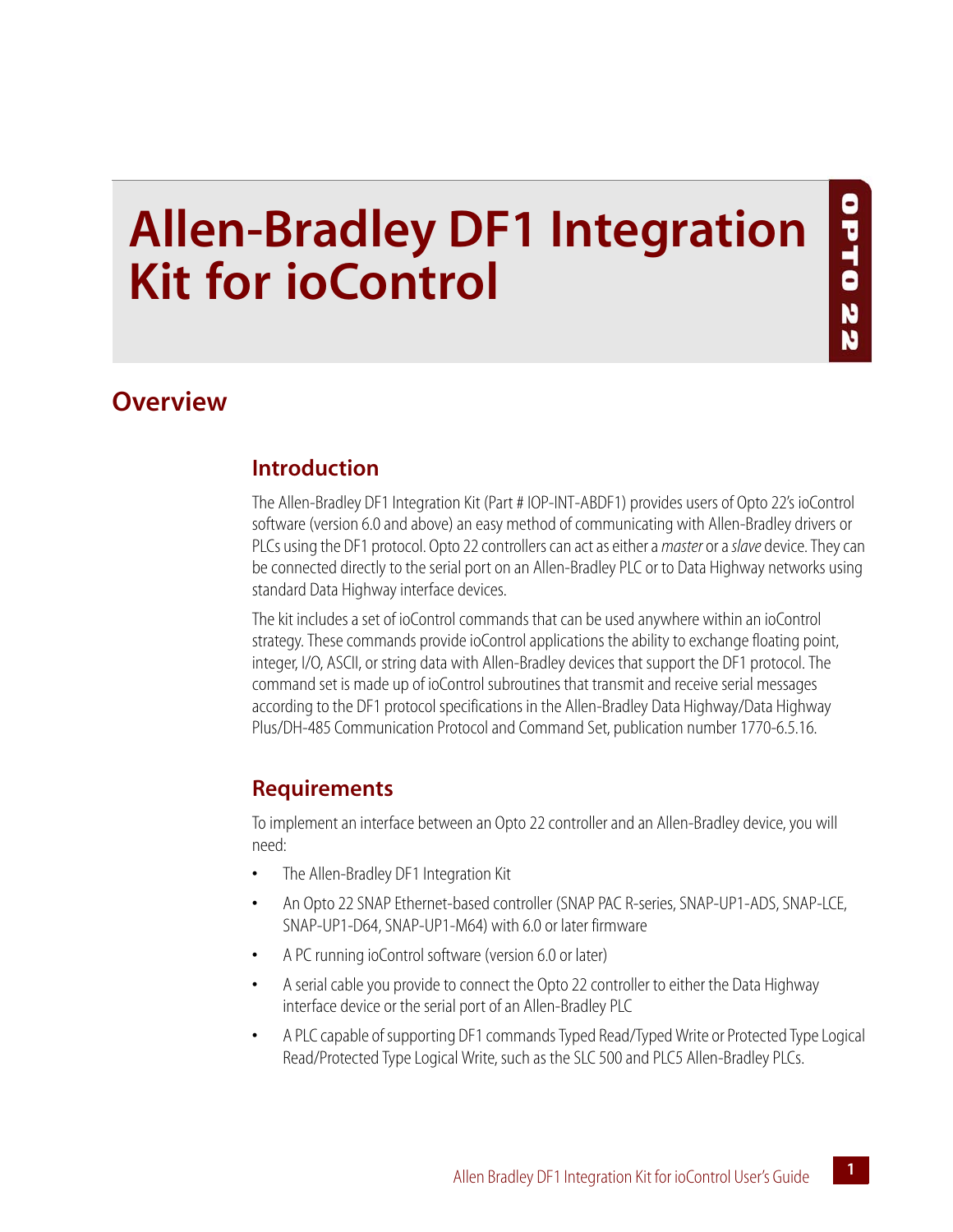# Allen-Bradley DF1 Integration Kit for ioControl

## Overview

### Introduction

The Allen-Bradley DF1 Integration Kit (Part # IOP-INT-ABDF1) provides users of Opto 22's ioControl software (version 6.0 and above) an easy method of communicating with Allen-Bradley drivers or PLCs using the DF1 protocol. Opto 22 controllers can act as either a *master* or a *slave* device. They can be connected directly to the serial port on an Allen-Bradley PLC or to Data Highway networks using standard Data Highway interface devices.

The kit includes a set of ioControl commands that can be used anywhere within an ioControl strategy. These commands provide ioControl applications the ability to exchange floating point, integer, I/O, ASCII, or string data with Allen-Bradley devices that support the DF1 protocol. The command set is made up of ioControl subroutines that transmit and receive serial messages according to the DF1 protocol specifications in the Allen-Bradley Data Highway/Data Highway Plus/DH-485 Communication Protocol and Command Set, publication number 1770-6.5.16.

### Requirements

To implement an interface between an Opto 22 controller and an Allen-Bradley device, you will need:

- The Allen-Bradley DF1 Integration Kit
- An Opto 22 SNAP Ethernet-based controller (SNAP PAC R-series, SNAP-UP1-ADS, SNAP-LCE, SNAP-UP1-D64, SNAP-UP1-M64) with 6.0 or later firmware
- A PC running ioControl software (version 6.0 or later)
- A serial cable you provide to connect the Opto 22 controller to either the Data Highway interface device or the serial port of an Allen-Bradley PLC
- A PLC capable of supporting DF1 commands Typed Read/Typed Write or Protected Type Logical Read/Protected Type Logical Write, such as the SLC 500 and PLC5 Allen-Bradley PLCs.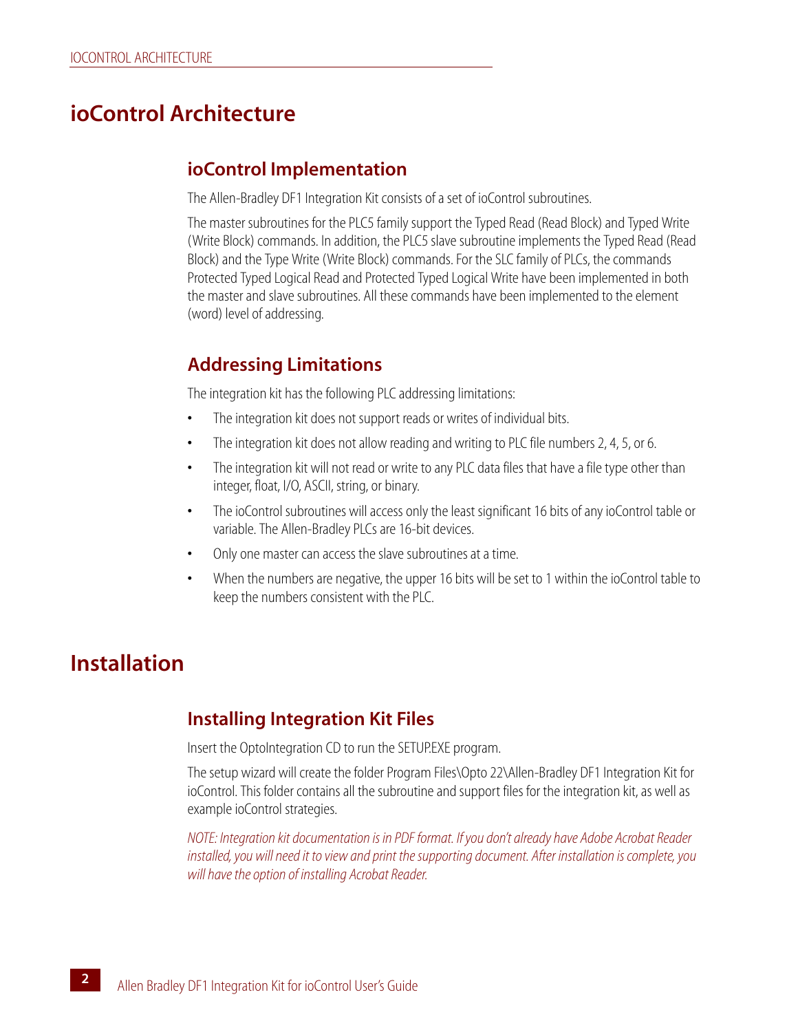# ioControl Architecture

## ioControl Implementation

The Allen-Bradley DF1 Integration Kit consists of a set of ioControl subroutines.

The master subroutines for the PLC5 family support the Typed Read (Read Block) and Typed Write (Write Block) commands. In addition, the PLC5 slave subroutine implements the Typed Read (Read Block) and the Type Write (Write Block) commands. For the SLC family of PLCs, the commands Protected Typed Logical Read and Protected Typed Logical Write have been implemented in both the master and slave subroutines. All these commands have been implemented to the element (word) level of addressing.

## Addressing Limitations

The integration kit has the following PLC addressing limitations:

- The integration kit does not support reads or writes of individual bits.
- The integration kit does not allow reading and writing to PLC file numbers 2, 4, 5, or 6.
- The integration kit will not read or write to any PLC data files that have a file type other than integer, float, I/O, ASCII, string, or binary.
- The ioControl subroutines will access only the least significant 16 bits of any ioControl table or variable. The Allen-Bradley PLCs are 16-bit devices.
- Only one master can access the slave subroutines at a time.
- When the numbers are negative, the upper 16 bits will be set to 1 within the ioControl table to keep the numbers consistent with the PLC.

# Installation

## Installing Integration Kit Files

Insert the OptoIntegration CD to run the SETUP.EXE program.

The setup wizard will create the folder Program Files\Opto 22\Allen-Bradley DF1 Integration Kit for ioControl. This folder contains all the subroutine and support files for the integration kit, as well as example ioControl strategies.

*NOTE: Integration kit documentation is in PDF format. If you don't already have Adobe Acrobat Reader installed, you will need it to view and print the supporting document. After installation is complete, you will have the option of installing Acrobat Reader.*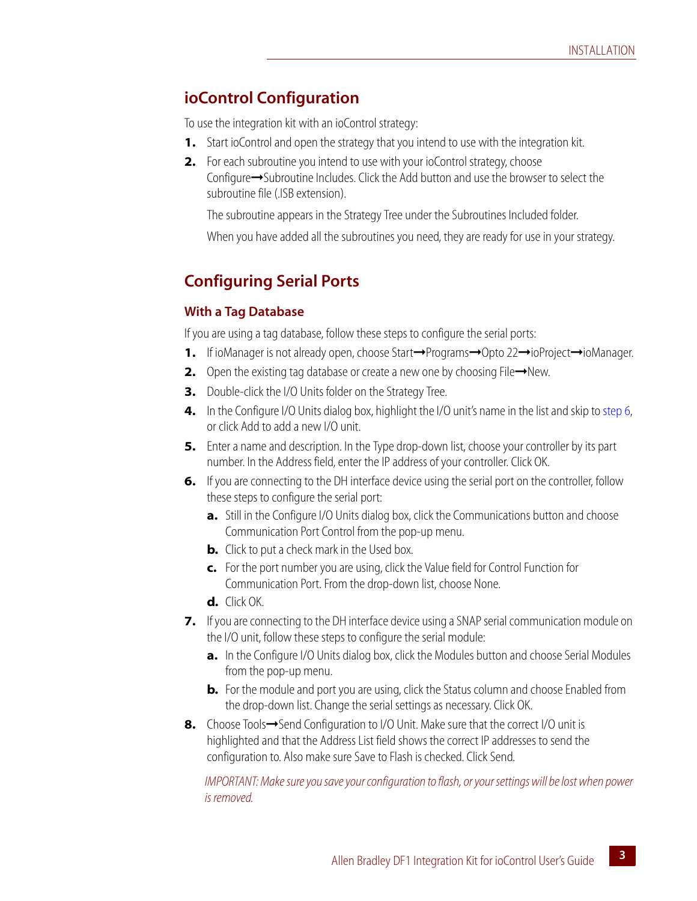## ioControl Configuration

To use the integration kit with an ioControl strategy:

1. Start ioControl and open the strategy that you intend to use with the integration kit.
2. For each subroutine you intend to use with your ioControl strategy, choose Configure➞Subroutine Includes. Click the Add button and use the browser to select the subroutine file (.ISB extension).

   The subroutine appears in the Strategy Tree under the Subroutines Included folder.

   When you have added all the subroutines you need, they are ready for use in your strategy.

## Configuring Serial Ports

### With a Tag Database

If you are using a tag database, follow these steps to configure the serial ports:

1. If ioManager is not already open, choose Start➞Programs➞Opto 22➞ioProject➞ioManager.
2. Open the existing tag database or create a new one by choosing File➞New.
3. Double-click the I/O Units folder on the Strategy Tree.
4. In the Configure I/O Units dialog box, highlight the I/O unit's name in the list and skip to step 6, or click Add to add a new I/O unit.
5. Enter a name and description. In the Type drop-down list, choose your controller by its part number. In the Address field, enter the IP address of your controller. Click OK.
6. If you are connecting to the DH interface device using the serial port on the controller, follow these steps to configure the serial port:
   a. Still in the Configure I/O Units dialog box, click the Communications button and choose Communication Port Control from the pop-up menu.
   b. Click to put a check mark in the Used box.
   c. For the port number you are using, click the Value field for Control Function for Communication Port. From the drop-down list, choose None.
   d. Click OK.
7. If you are connecting to the DH interface device using a SNAP serial communication module on the I/O unit, follow these steps to configure the serial module:
   a. In the Configure I/O Units dialog box, click the Modules button and choose Serial Modules from the pop-up menu.
   b. For the module and port you are using, click the Status column and choose Enabled from the drop-down list. Change the serial settings as necessary. Click OK.
8. Choose Tools➞Send Configuration to I/O Unit. Make sure that the correct I/O unit is highlighted and that the Address List field shows the correct IP addresses to send the configuration to. Also make sure Save to Flash is checked. Click Send.

*IMPORTANT: Make sure you save your configuration to flash, or your settings will be lost when power is removed.*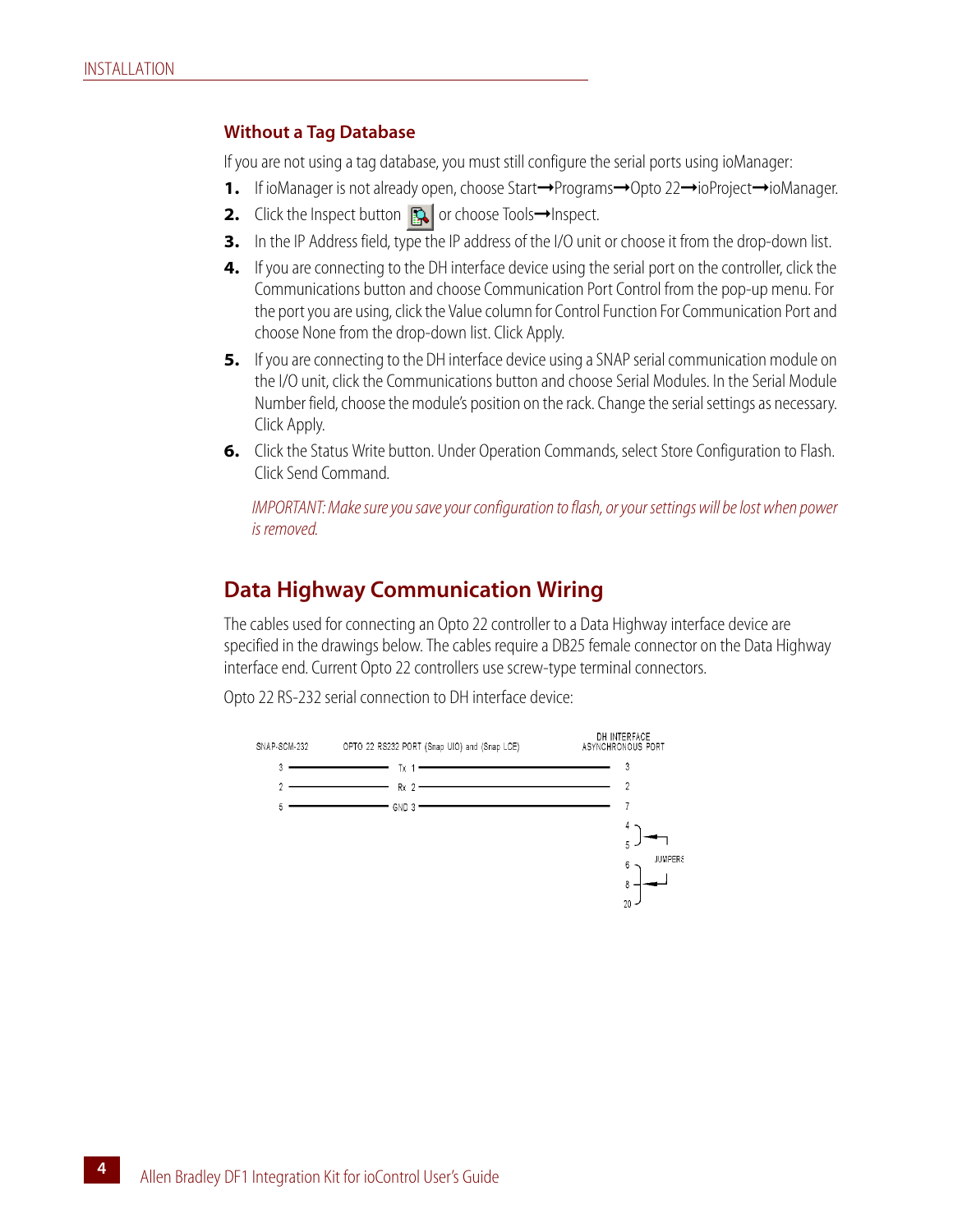### Without a Tag Database

If you are not using a tag database, you must still configure the serial ports using ioManager:

1. If ioManager is not already open, choose Start➞Programs➞Opto 22➞ioProject➞ioManager.
2. Click the Inspect button or choose Tools➞Inspect.
3. In the IP Address field, type the IP address of the I/O unit or choose it from the drop-down list.
4. If you are connecting to the DH interface device using the serial port on the controller, click the Communications button and choose Communication Port Control from the pop-up menu. For the port you are using, click the Value column for Control Function For Communication Port and choose None from the drop-down list. Click Apply.
5. If you are connecting to the DH interface device using a SNAP serial communication module on the I/O unit, click the Communications button and choose Serial Modules. In the Serial Module Number field, choose the module's position on the rack. Change the serial settings as necessary. Click Apply.
6. Click the Status Write button. Under Operation Commands, select Store Configuration to Flash. Click Send Command.

*IMPORTANT: Make sure you save your configuration to flash, or your settings will be lost when power is removed.*

## Data Highway Communication Wiring

The cables used for connecting an Opto 22 controller to a Data Highway interface device are specified in the drawings below. The cables require a DB25 female connector on the Data Highway interface end. Current Opto 22 controllers use screw-type terminal connectors.

Opto 22 RS-232 serial connection to DH interface device:

| SNAP-SCM-232 | OPTO 22 RS232 PORT (Snap UIO) and (Snap LCE) | DH INTERFACE ASYNCHRONOUS PORT |
| --- | --- | --- |
| 3 | Tx 1 | 3 |
| 2 | Rx 2 | 2 |
| 5 | GND 3 | 7 |
| | | 4, 5 (JUMPERS) |
| | | 6, 8, 20 (JUMPERS) |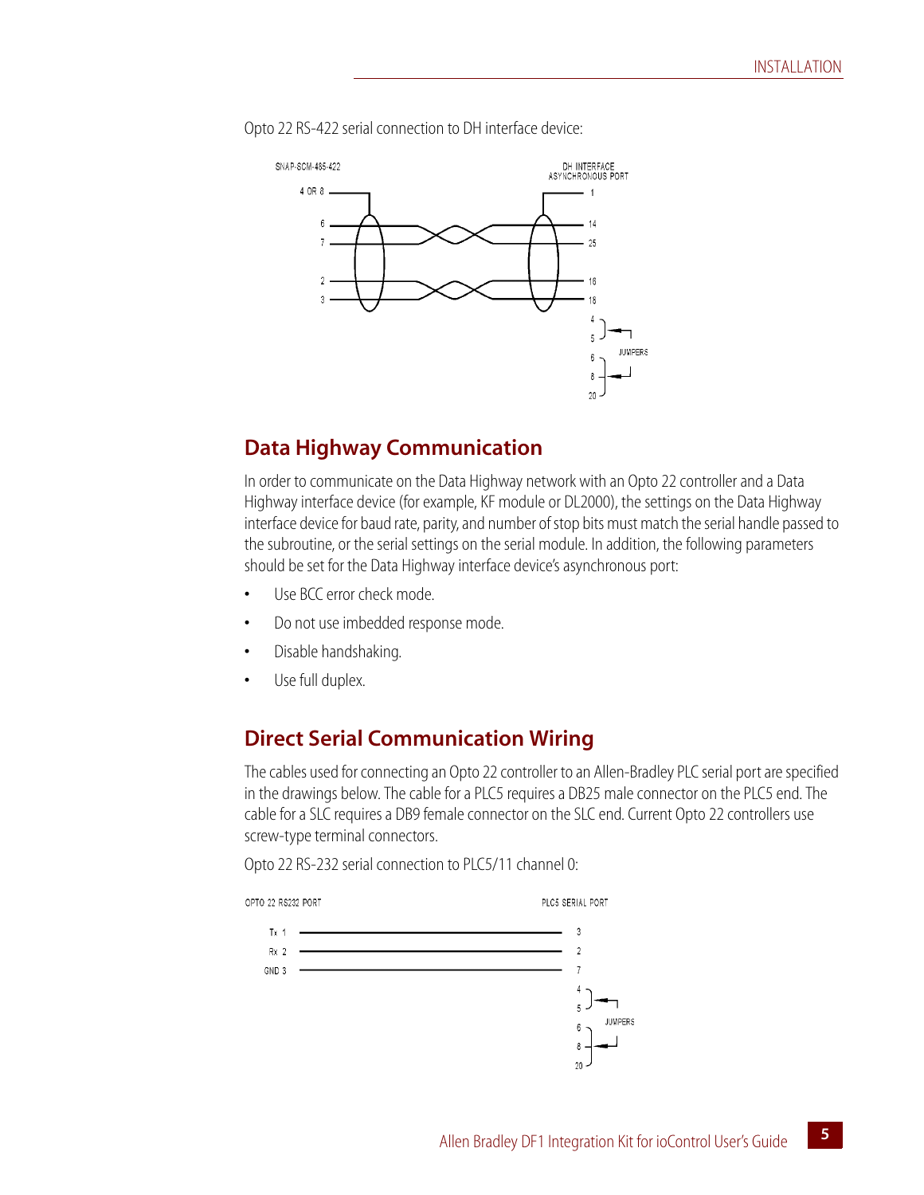Opto 22 RS-422 serial connection to DH interface device:

## Data Highway Communication

In order to communicate on the Data Highway network with an Opto 22 controller and a Data Highway interface device (for example, KF module or DL2000), the settings on the Data Highway interface device for baud rate, parity, and number of stop bits must match the serial handle passed to the subroutine, or the serial settings on the serial module. In addition, the following parameters should be set for the Data Highway interface device's asynchronous port:

- Use BCC error check mode.
- Do not use imbedded response mode.
- Disable handshaking.
- Use full duplex.

## Direct Serial Communication Wiring

The cables used for connecting an Opto 22 controller to an Allen-Bradley PLC serial port are specified in the drawings below. The cable for a PLC5 requires a DB25 male connector on the PLC5 end. The cable for a SLC requires a DB9 female connector on the SLC end. Current Opto 22 controllers use screw-type terminal connectors.

Opto 22 RS-232 serial connection to PLC5/11 channel 0: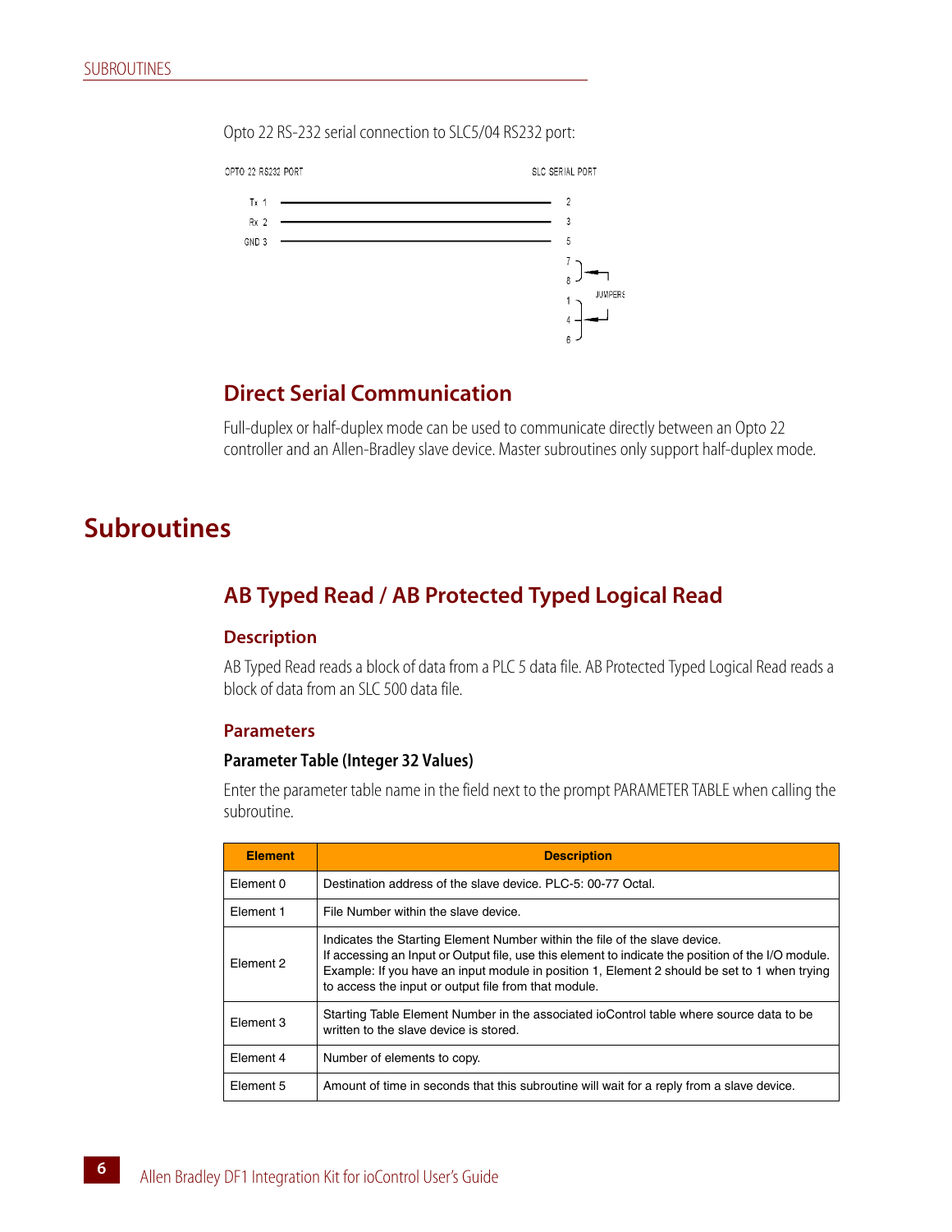Opto 22 RS-232 serial connection to SLC5/04 RS232 port:

OPTO 22 RS232 PORT — SLC SERIAL PORT

Tx 1 — 2
Rx 2 — 3
GND 3 — 5

7, 8 — JUMPERS
1, 4, 6 — JUMPERS

### Direct Serial Communication

Full-duplex or half-duplex mode can be used to communicate directly between an Opto 22 controller and an Allen-Bradley slave device. Master subroutines only support half-duplex mode.

## Subroutines

### AB Typed Read / AB Protected Typed Logical Read

#### Description

AB Typed Read reads a block of data from a PLC 5 data file. AB Protected Typed Logical Read reads a block of data from an SLC 500 data file.

#### Parameters

**Parameter Table (Integer 32 Values)**

Enter the parameter table name in the field next to the prompt PARAMETER TABLE when calling the subroutine.

| Element | Description |
|---|---|
| Element 0 | Destination address of the slave device. PLC-5: 00-77 Octal. |
| Element 1 | File Number within the slave device. |
| Element 2 | Indicates the Starting Element Number within the file of the slave device. If accessing an Input or Output file, use this element to indicate the position of the I/O module. Example: If you have an input module in position 1, Element 2 should be set to 1 when trying to access the input or output file from that module. |
| Element 3 | Starting Table Element Number in the associated ioControl table where source data to be written to the slave device is stored. |
| Element 4 | Number of elements to copy. |
| Element 5 | Amount of time in seconds that this subroutine will wait for a reply from a slave device. |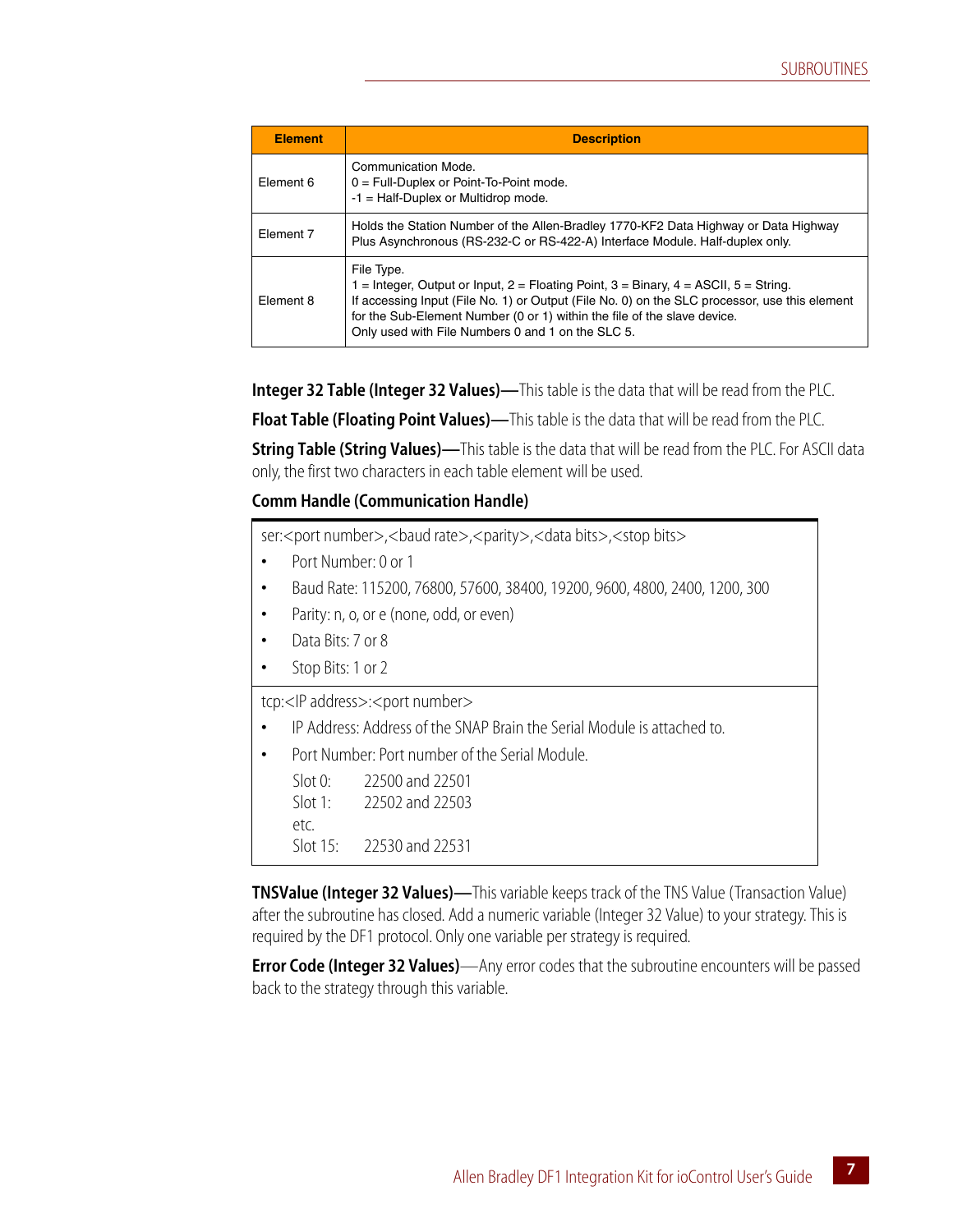| Element | Description |
|---|---|
| Element 6 | Communication Mode.<br>0 = Full-Duplex or Point-To-Point mode.<br>-1 = Half-Duplex or Multidrop mode. |
| Element 7 | Holds the Station Number of the Allen-Bradley 1770-KF2 Data Highway or Data Highway Plus Asynchronous (RS-232-C or RS-422-A) Interface Module. Half-duplex only. |
| Element 8 | File Type.<br>1 = Integer, Output or Input, 2 = Floating Point, 3 = Binary, 4 = ASCII, 5 = String.<br>If accessing Input (File No. 1) or Output (File No. 0) on the SLC processor, use this element for the Sub-Element Number (0 or 1) within the file of the slave device.<br>Only used with File Numbers 0 and 1 on the SLC 5. |

**Integer 32 Table (Integer 32 Values)—**This table is the data that will be read from the PLC.

**Float Table (Floating Point Values)—**This table is the data that will be read from the PLC.

**String Table (String Values)—**This table is the data that will be read from the PLC. For ASCII data only, the first two characters in each table element will be used.

**Comm Handle (Communication Handle)**

ser:<port number>,<baud rate>,<parity>,<data bits>,<stop bits>

- Port Number: 0 or 1
- Baud Rate: 115200, 76800, 57600, 38400, 19200, 9600, 4800, 2400, 1200, 300
- Parity: n, o, or e (none, odd, or even)
- Data Bits: 7 or 8
- Stop Bits: 1 or 2

tcp:<IP address>:<port number>

- IP Address: Address of the SNAP Brain the Serial Module is attached to.
- Port Number: Port number of the Serial Module.

  Slot 0: 22500 and 22501
  Slot 1: 22502 and 22503
  etc.
  Slot 15: 22530 and 22531

**TNSValue (Integer 32 Values)—**This variable keeps track of the TNS Value (Transaction Value) after the subroutine has closed. Add a numeric variable (Integer 32 Value) to your strategy. This is required by the DF1 protocol. Only one variable per strategy is required.

**Error Code (Integer 32 Values)**—Any error codes that the subroutine encounters will be passed back to the strategy through this variable.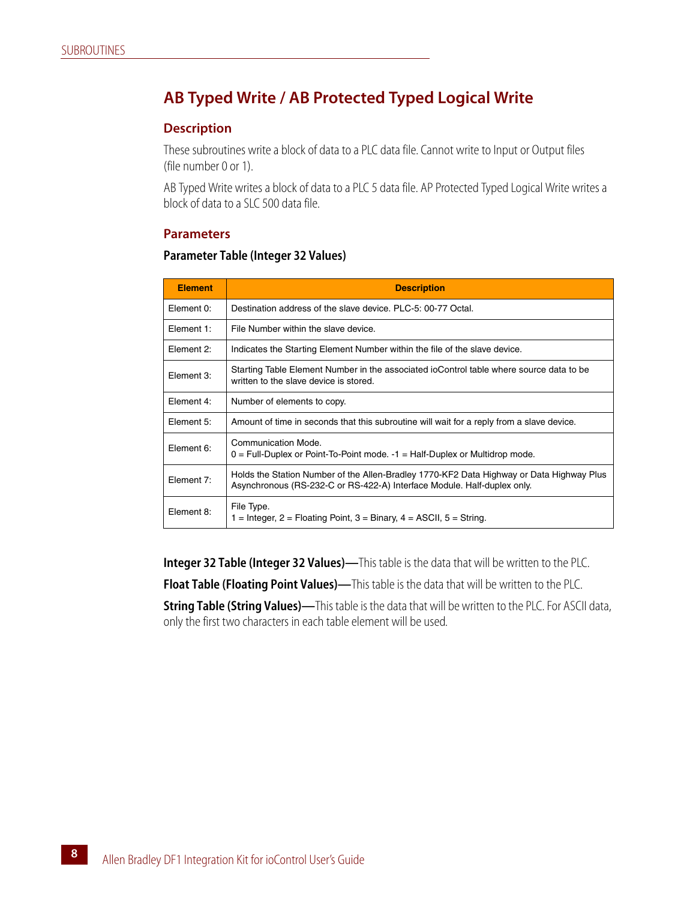## AB Typed Write / AB Protected Typed Logical Write

### Description

These subroutines write a block of data to a PLC data file. Cannot write to Input or Output files (file number 0 or 1).

AB Typed Write writes a block of data to a PLC 5 data file. AP Protected Typed Logical Write writes a block of data to a SLC 500 data file.

### Parameters

**Parameter Table (Integer 32 Values)**

| Element | Description |
|---|---|
| Element 0: | Destination address of the slave device. PLC-5: 00-77 Octal. |
| Element 1: | File Number within the slave device. |
| Element 2: | Indicates the Starting Element Number within the file of the slave device. |
| Element 3: | Starting Table Element Number in the associated ioControl table where source data to be written to the slave device is stored. |
| Element 4: | Number of elements to copy. |
| Element 5: | Amount of time in seconds that this subroutine will wait for a reply from a slave device. |
| Element 6: | Communication Mode.<br>0 = Full-Duplex or Point-To-Point mode. -1 = Half-Duplex or Multidrop mode. |
| Element 7: | Holds the Station Number of the Allen-Bradley 1770-KF2 Data Highway or Data Highway Plus Asynchronous (RS-232-C or RS-422-A) Interface Module. Half-duplex only. |
| Element 8: | File Type.<br>1 = Integer, 2 = Floating Point, 3 = Binary, 4 = ASCII, 5 = String. |

**Integer 32 Table (Integer 32 Values)—**This table is the data that will be written to the PLC.

**Float Table (Floating Point Values)—**This table is the data that will be written to the PLC.

**String Table (String Values)—**This table is the data that will be written to the PLC. For ASCII data, only the first two characters in each table element will be used.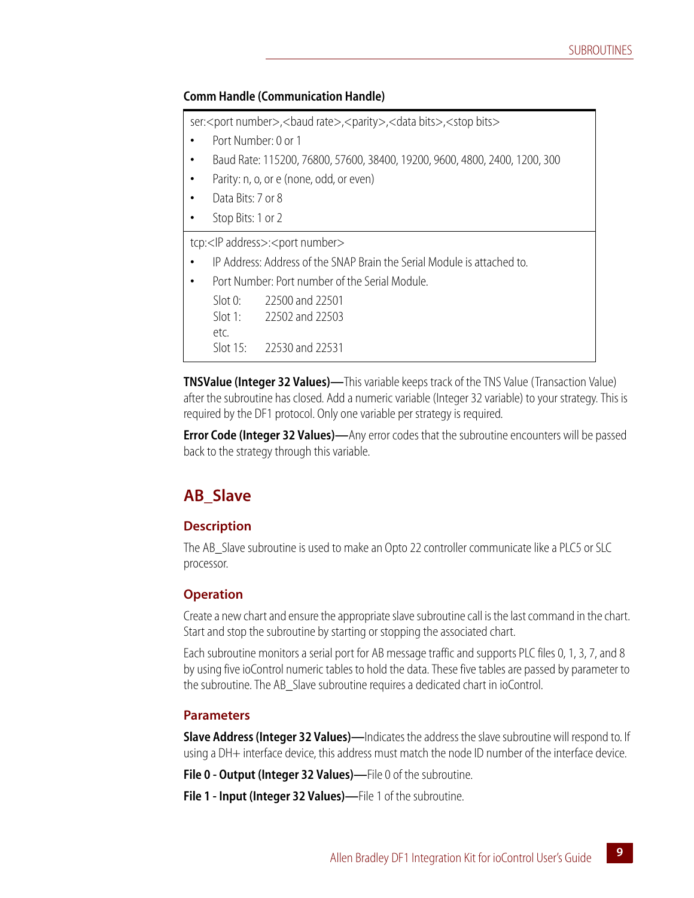**Comm Handle (Communication Handle)**

| |
|---|
| ser:<port number>,<baud rate>,<parity>,<data bits>,<stop bits><br>• Port Number: 0 or 1<br>• Baud Rate: 115200, 76800, 57600, 38400, 19200, 9600, 4800, 2400, 1200, 300<br>• Parity: n, o, or e (none, odd, or even)<br>• Data Bits: 7 or 8<br>• Stop Bits: 1 or 2 |
| tcp:<IP address>:<port number><br>• IP Address: Address of the SNAP Brain the Serial Module is attached to.<br>• Port Number: Port number of the Serial Module.<br>Slot 0: 22500 and 22501<br>Slot 1: 22502 and 22503<br>etc.<br>Slot 15: 22530 and 22531 |

**TNSValue (Integer 32 Values)**—This variable keeps track of the TNS Value (Transaction Value) after the subroutine has closed. Add a numeric variable (Integer 32 variable) to your strategy. This is required by the DF1 protocol. Only one variable per strategy is required.

**Error Code (Integer 32 Values)**—Any error codes that the subroutine encounters will be passed back to the strategy through this variable.

## AB_Slave

### Description

The AB_Slave subroutine is used to make an Opto 22 controller communicate like a PLC5 or SLC processor.

### Operation

Create a new chart and ensure the appropriate slave subroutine call is the last command in the chart. Start and stop the subroutine by starting or stopping the associated chart.

Each subroutine monitors a serial port for AB message traffic and supports PLC files 0, 1, 3, 7, and 8 by using five ioControl numeric tables to hold the data. These five tables are passed by parameter to the subroutine. The AB_Slave subroutine requires a dedicated chart in ioControl.

### Parameters

**Slave Address (Integer 32 Values)**—Indicates the address the slave subroutine will respond to. If using a DH+ interface device, this address must match the node ID number of the interface device.

**File 0 - Output (Integer 32 Values)**—File 0 of the subroutine.

**File 1 - Input (Integer 32 Values)**—File 1 of the subroutine.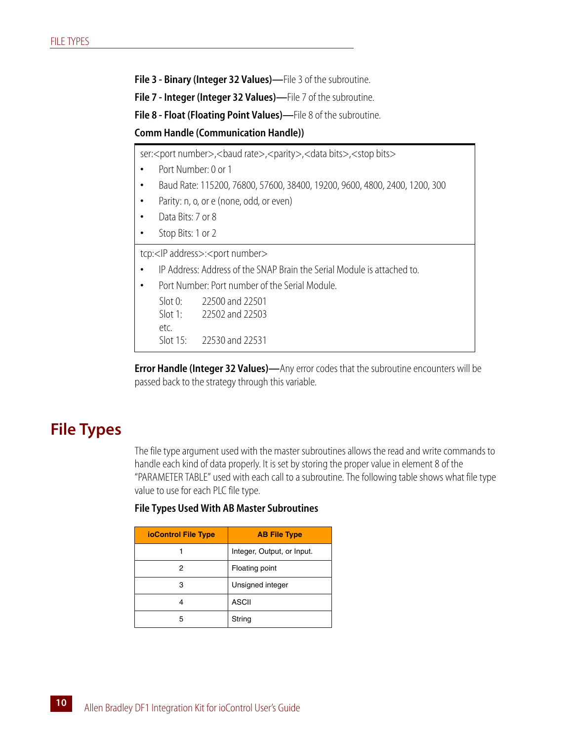**File 3 - Binary (Integer 32 Values)**—File 3 of the subroutine.

**File 7 - Integer (Integer 32 Values)**—File 7 of the subroutine.

**File 8 - Float (Floating Point Values)**—File 8 of the subroutine.

**Comm Handle (Communication Handle))**

| ser:<port number>,<baud rate>,<parity>,<data bits>,<stop bits> |
|---|
| • Port Number: 0 or 1<br>• Baud Rate: 115200, 76800, 57600, 38400, 19200, 9600, 4800, 2400, 1200, 300<br>• Parity: n, o, or e (none, odd, or even)<br>• Data Bits: 7 or 8<br>• Stop Bits: 1 or 2 |
| tcp:<IP address>:<port number><br>• IP Address: Address of the SNAP Brain the Serial Module is attached to.<br>• Port Number: Port number of the Serial Module.<br>Slot 0: 22500 and 22501<br>Slot 1: 22502 and 22503<br>etc.<br>Slot 15: 22530 and 22531 |

**Error Handle (Integer 32 Values)**—Any error codes that the subroutine encounters will be passed back to the strategy through this variable.

# File Types

The file type argument used with the master subroutines allows the read and write commands to handle each kind of data properly. It is set by storing the proper value in element 8 of the "PARAMETER TABLE" used with each call to a subroutine. The following table shows what file type value to use for each PLC file type.

**File Types Used With AB Master Subroutines**

| ioControl File Type | AB File Type |
|---|---|
| 1 | Integer, Output, or Input. |
| 2 | Floating point |
| 3 | Unsigned integer |
| 4 | ASCII |
| 5 | String |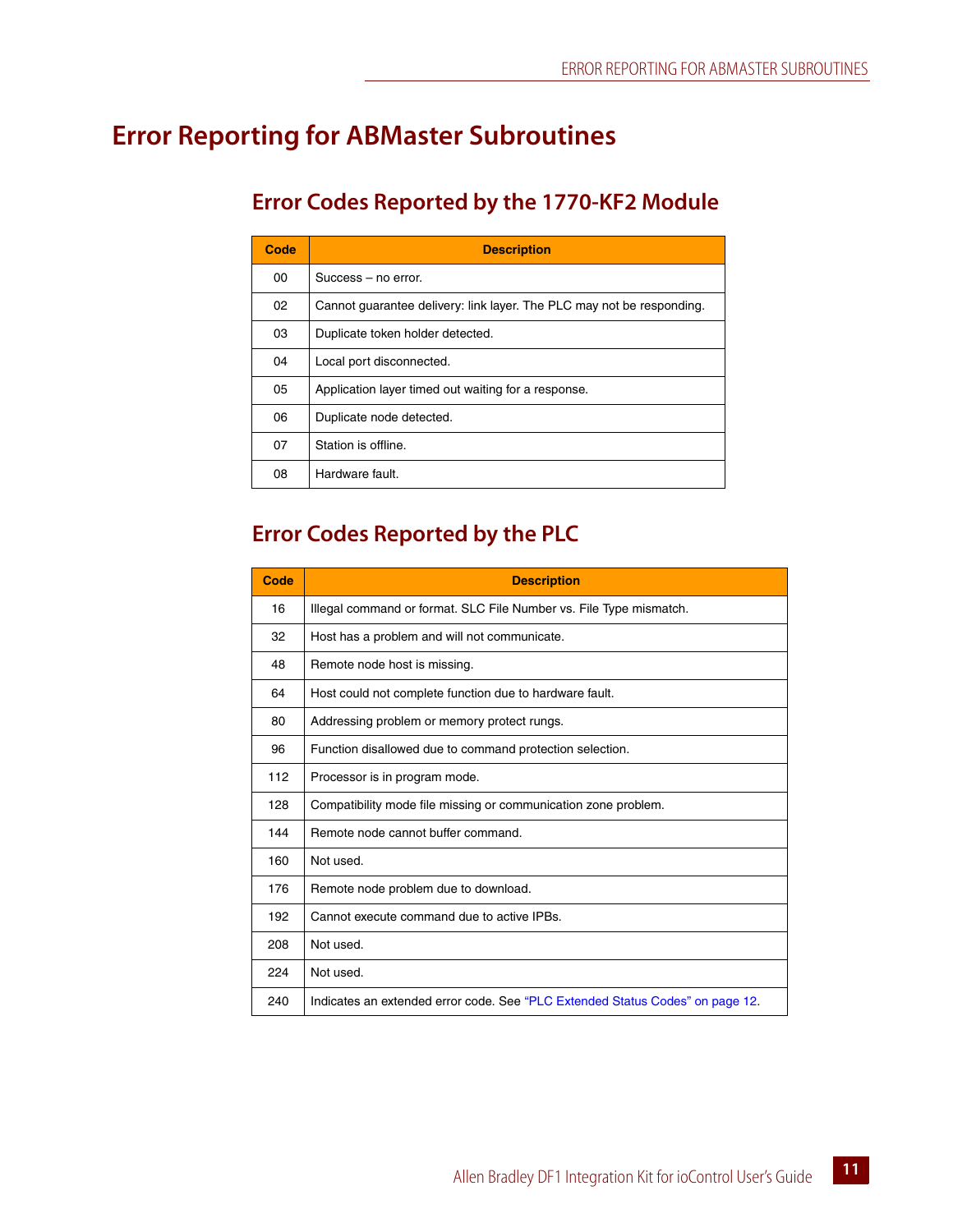# Error Reporting for ABMaster Subroutines

## Error Codes Reported by the 1770-KF2 Module

| Code | Description |
|---|---|
| 00 | Success – no error. |
| 02 | Cannot guarantee delivery: link layer. The PLC may not be responding. |
| 03 | Duplicate token holder detected. |
| 04 | Local port disconnected. |
| 05 | Application layer timed out waiting for a response. |
| 06 | Duplicate node detected. |
| 07 | Station is offline. |
| 08 | Hardware fault. |

## Error Codes Reported by the PLC

| Code | Description |
|---|---|
| 16 | Illegal command or format. SLC File Number vs. File Type mismatch. |
| 32 | Host has a problem and will not communicate. |
| 48 | Remote node host is missing. |
| 64 | Host could not complete function due to hardware fault. |
| 80 | Addressing problem or memory protect rungs. |
| 96 | Function disallowed due to command protection selection. |
| 112 | Processor is in program mode. |
| 128 | Compatibility mode file missing or communication zone problem. |
| 144 | Remote node cannot buffer command. |
| 160 | Not used. |
| 176 | Remote node problem due to download. |
| 192 | Cannot execute command due to active IPBs. |
| 208 | Not used. |
| 224 | Not used. |
| 240 | Indicates an extended error code. See "PLC Extended Status Codes" on page 12. |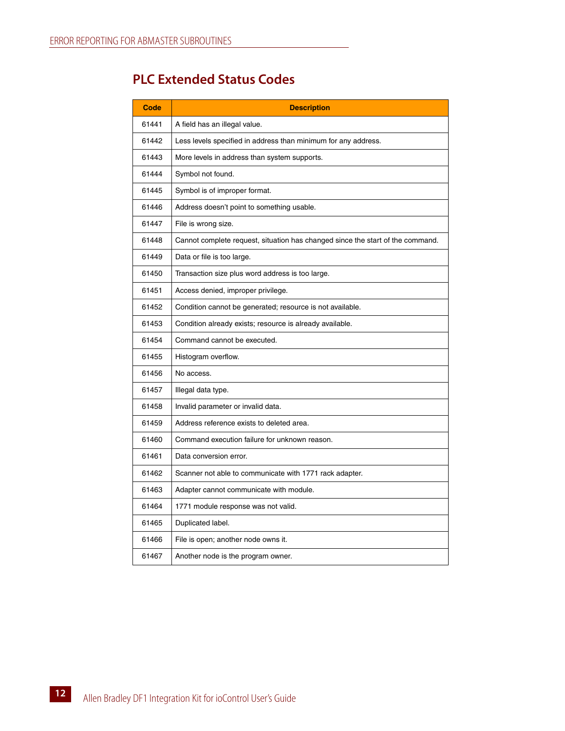## PLC Extended Status Codes

| Code | Description |
|---|---|
| 61441 | A field has an illegal value. |
| 61442 | Less levels specified in address than minimum for any address. |
| 61443 | More levels in address than system supports. |
| 61444 | Symbol not found. |
| 61445 | Symbol is of improper format. |
| 61446 | Address doesn't point to something usable. |
| 61447 | File is wrong size. |
| 61448 | Cannot complete request, situation has changed since the start of the command. |
| 61449 | Data or file is too large. |
| 61450 | Transaction size plus word address is too large. |
| 61451 | Access denied, improper privilege. |
| 61452 | Condition cannot be generated; resource is not available. |
| 61453 | Condition already exists; resource is already available. |
| 61454 | Command cannot be executed. |
| 61455 | Histogram overflow. |
| 61456 | No access. |
| 61457 | Illegal data type. |
| 61458 | Invalid parameter or invalid data. |
| 61459 | Address reference exists to deleted area. |
| 61460 | Command execution failure for unknown reason. |
| 61461 | Data conversion error. |
| 61462 | Scanner not able to communicate with 1771 rack adapter. |
| 61463 | Adapter cannot communicate with module. |
| 61464 | 1771 module response was not valid. |
| 61465 | Duplicated label. |
| 61466 | File is open; another node owns it. |
| 61467 | Another node is the program owner. |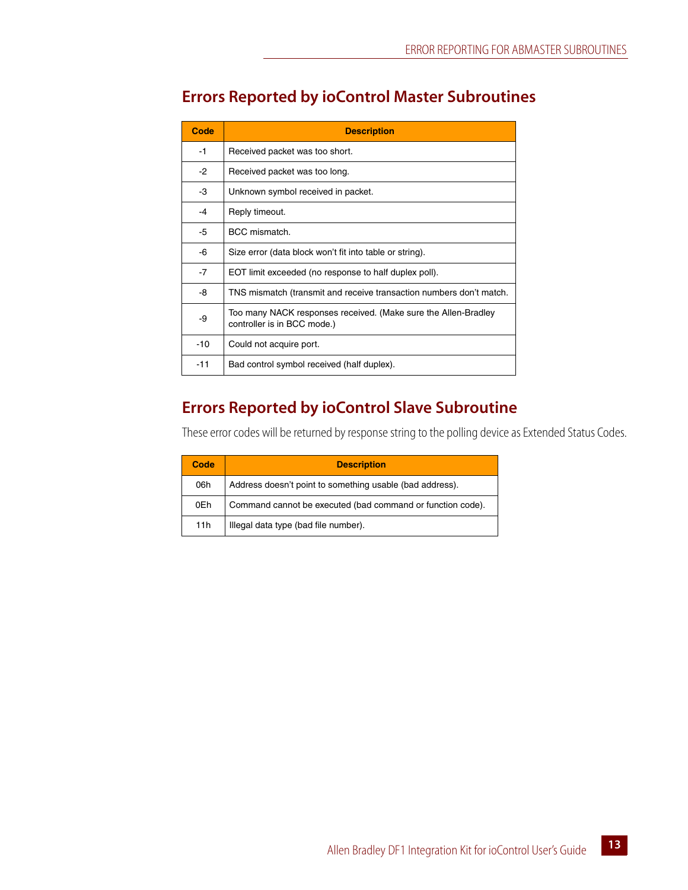## Errors Reported by ioControl Master Subroutines

| Code | Description |
|---|---|
| -1 | Received packet was too short. |
| -2 | Received packet was too long. |
| -3 | Unknown symbol received in packet. |
| -4 | Reply timeout. |
| -5 | BCC mismatch. |
| -6 | Size error (data block won't fit into table or string). |
| -7 | EOT limit exceeded (no response to half duplex poll). |
| -8 | TNS mismatch (transmit and receive transaction numbers don't match. |
| -9 | Too many NACK responses received. (Make sure the Allen-Bradley controller is in BCC mode.) |
| -10 | Could not acquire port. |
| -11 | Bad control symbol received (half duplex). |

## Errors Reported by ioControl Slave Subroutine

These error codes will be returned by response string to the polling device as Extended Status Codes.

| Code | Description |
|---|---|
| 06h | Address doesn't point to something usable (bad address). |
| 0Eh | Command cannot be executed (bad command or function code). |
| 11h | Illegal data type (bad file number). |